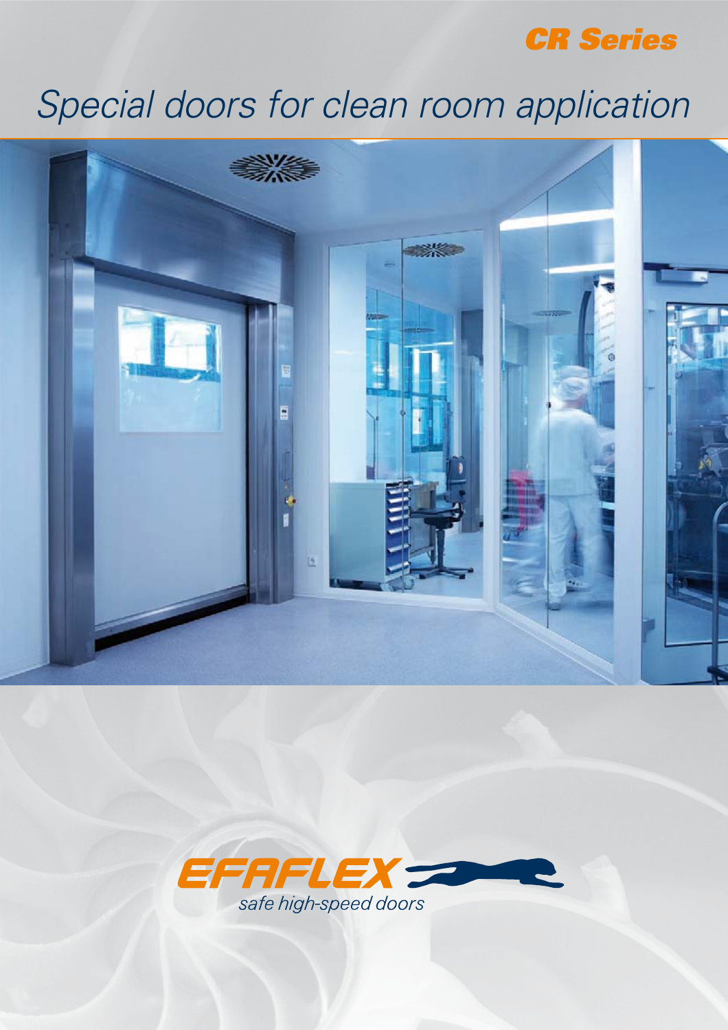**CR Series**

# Special doors for clean room application

EFAFLEX

*safe high-speed doors*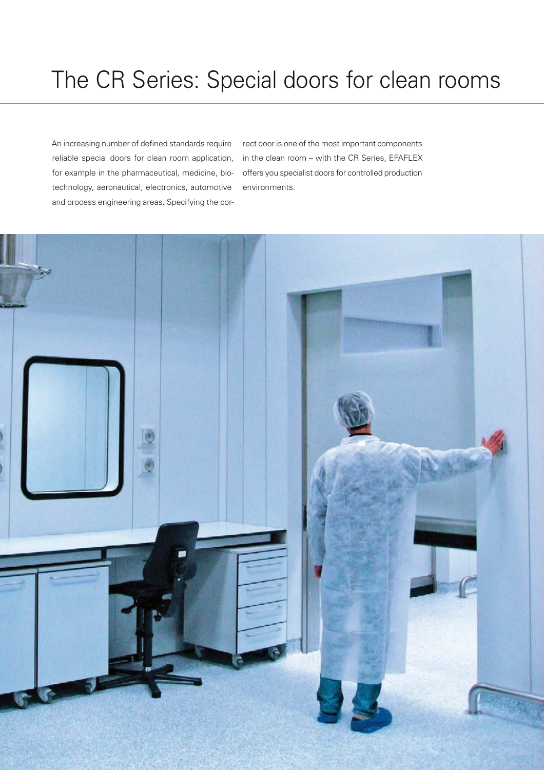# The CR Series: Special doors for clean rooms

An increasing number of defined standards require reliable special doors for clean room application, for example in the pharmaceutical, medicine, biotechnology, aeronautical, electronics, automotive and process engineering areas. Specifying the correct door is one of the most important components in the clean room – with the CR Series, EFAFLEX offers you specialist doors for controlled production environments.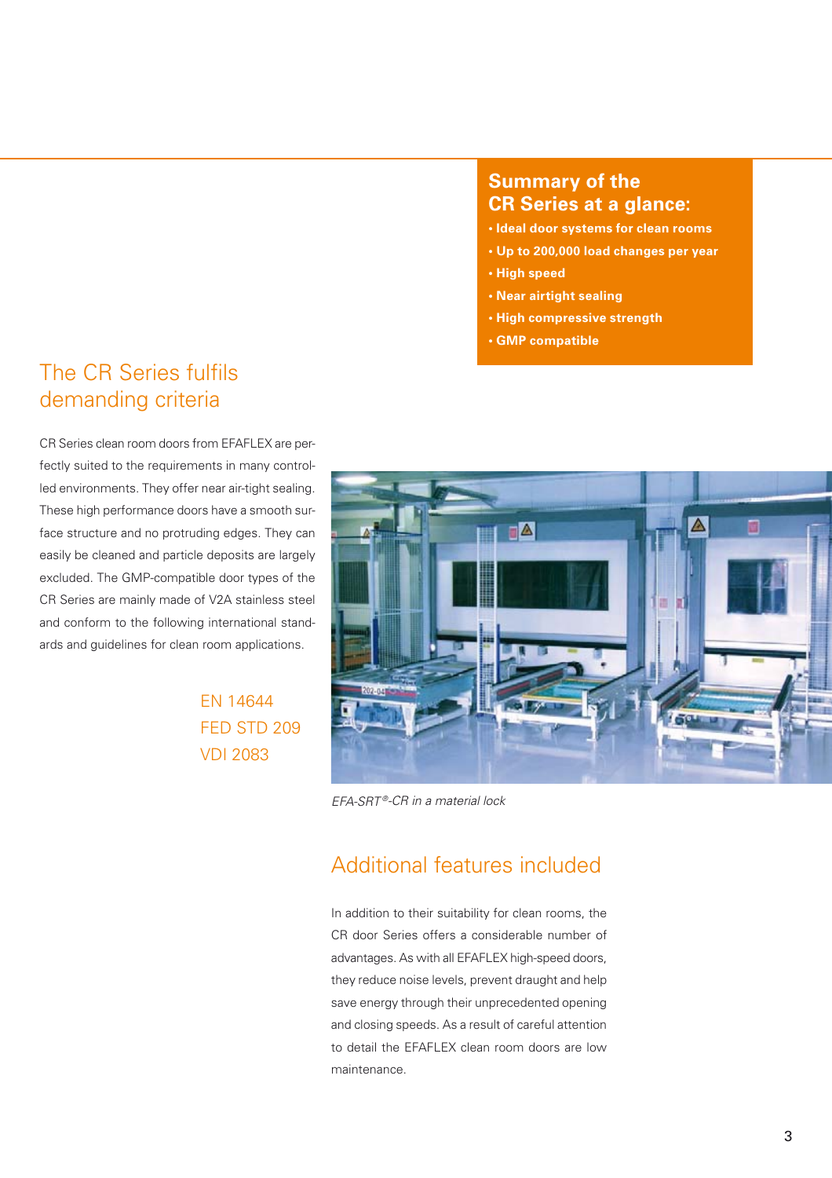## Summary of the CR Series at a glance:

- **Ideal door systems for clean rooms**
- **Up to 200,000 load changes per year**
- **High speed**
- **Near airtight sealing**
- **High compressive strength**
- **GMP compatible**

## The CR Series fulfils demanding criteria

CR Series clean room doors from EFAFLEX are perfectly suited to the requirements in many controlled environments. They offer near air-tight sealing. These high performance doors have a smooth surface structure and no protruding edges. They can easily be cleaned and particle deposits are largely excluded. The GMP-compatible door types of the CR Series are mainly made of V2A stainless steel and conform to the following international standards and guidelines for clean room applications.

EN 14644
FED STD 209
VDI 2083

*EFA-SRT®-CR in a material lock*

## Additional features included

In addition to their suitability for clean rooms, the CR door Series offers a considerable number of advantages. As with all EFAFLEX high-speed doors, they reduce noise levels, prevent draught and help save energy through their unprecedented opening and closing speeds. As a result of careful attention to detail the EFAFLEX clean room doors are low maintenance.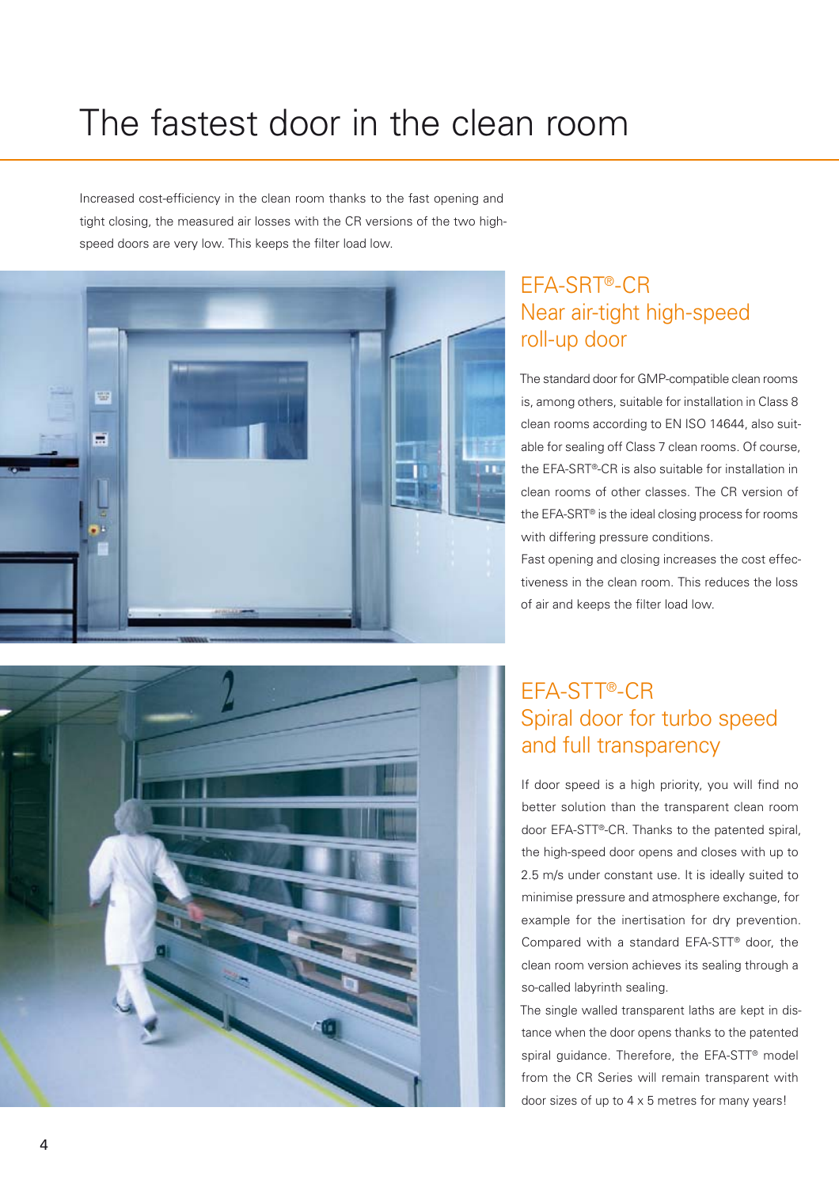# The fastest door in the clean room

Increased cost-efficiency in the clean room thanks to the fast opening and tight closing, the measured air losses with the CR versions of the two high-speed doors are very low. This keeps the filter load low.

## EFA-SRT®-CR Near air-tight high-speed roll-up door

The standard door for GMP-compatible clean rooms is, among others, suitable for installation in Class 8 clean rooms according to EN ISO 14644, also suitable for sealing off Class 7 clean rooms. Of course, the EFA-SRT®-CR is also suitable for installation in clean rooms of other classes. The CR version of the EFA-SRT® is the ideal closing process for rooms with differing pressure conditions.

Fast opening and closing increases the cost effectiveness in the clean room. This reduces the loss of air and keeps the filter load low.

## EFA-STT®-CR Spiral door for turbo speed and full transparency

If door speed is a high priority, you will find no better solution than the transparent clean room door EFA-STT®-CR. Thanks to the patented spiral, the high-speed door opens and closes with up to 2.5 m/s under constant use. It is ideally suited to minimise pressure and atmosphere exchange, for example for the inertisation for dry prevention. Compared with a standard EFA-STT® door, the clean room version achieves its sealing through a so-called labyrinth sealing.

The single walled transparent laths are kept in distance when the door opens thanks to the patented spiral guidance. Therefore, the EFA-STT® model from the CR Series will remain transparent with door sizes of up to 4 x 5 metres for many years!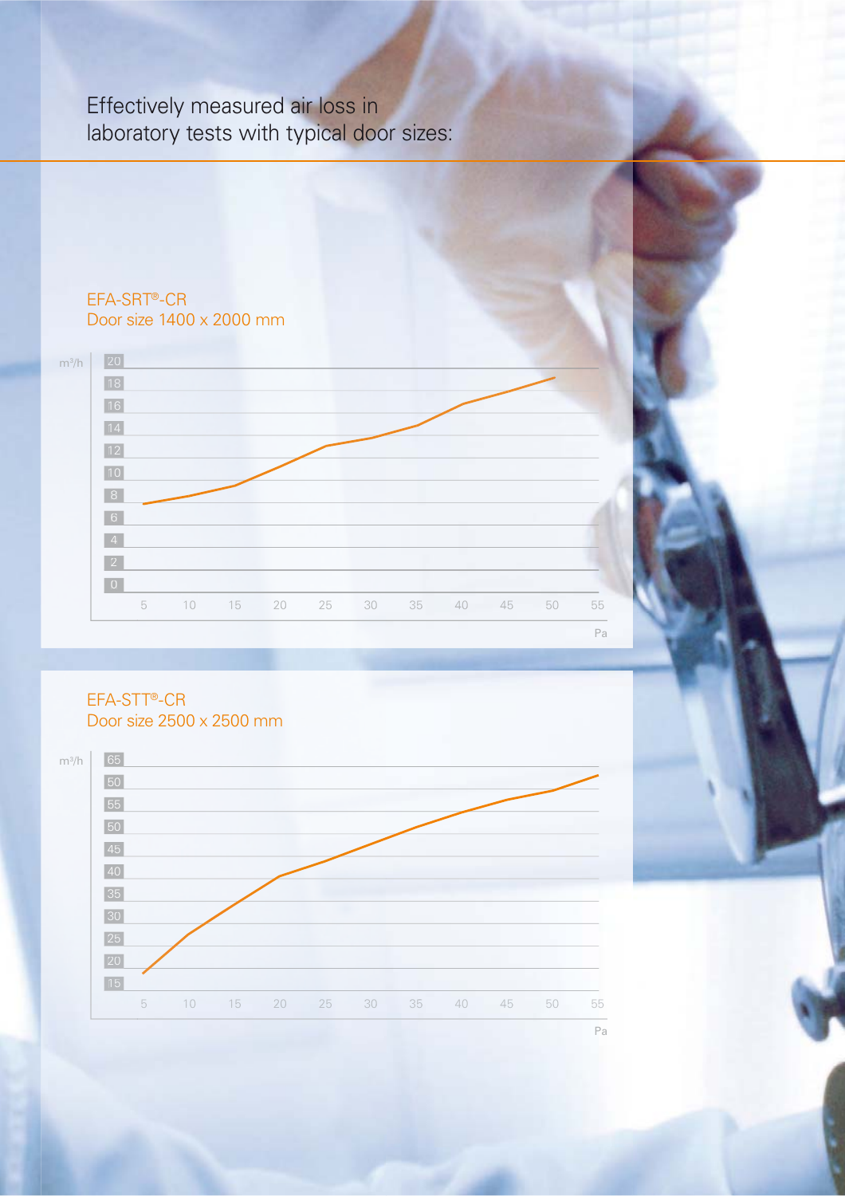Effectively measured air loss in laboratory tests with typical door sizes:

### EFA-SRT®-CR
Door size 1400 x 2000 mm

m³/h

20
18
16
14
12
10
8
6
4
2
0

5 10 15 20 25 30 35 40 45 50 55

Pa

### EFA-STT®-CR
Door size 2500 x 2500 mm

m³/h

65
50
55
50
45
40
35
30
25
20
15

5 10 15 20 25 30 35 40 45 50 55

Pa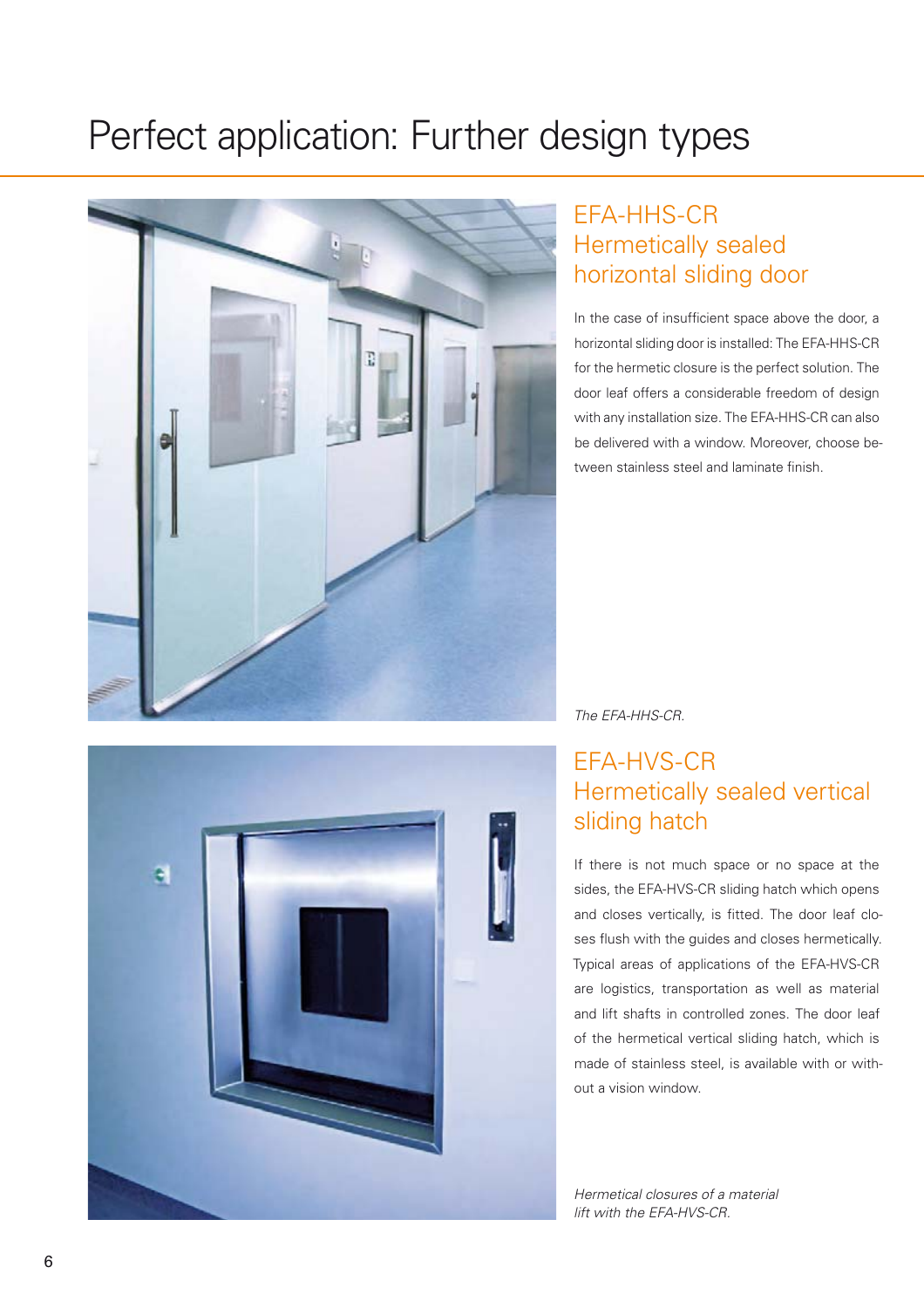# Perfect application: Further design types

## EFA-HHS-CR
## Hermetically sealed horizontal sliding door

In the case of insufficient space above the door, a horizontal sliding door is installed: The EFA-HHS-CR for the hermetic closure is the perfect solution. The door leaf offers a considerable freedom of design with any installation size. The EFA-HHS-CR can also be delivered with a window. Moreover, choose between stainless steel and laminate finish.

*The EFA-HHS-CR.*

## EFA-HVS-CR
## Hermetically sealed vertical sliding hatch

If there is not much space or no space at the sides, the EFA-HVS-CR sliding hatch which opens and closes vertically, is fitted. The door leaf closes flush with the guides and closes hermetically. Typical areas of applications of the EFA-HVS-CR are logistics, transportation as well as material and lift shafts in controlled zones. The door leaf of the hermetical vertical sliding hatch, which is made of stainless steel, is available with or without a vision window.

*Hermetical closures of a material lift with the EFA-HVS-CR.*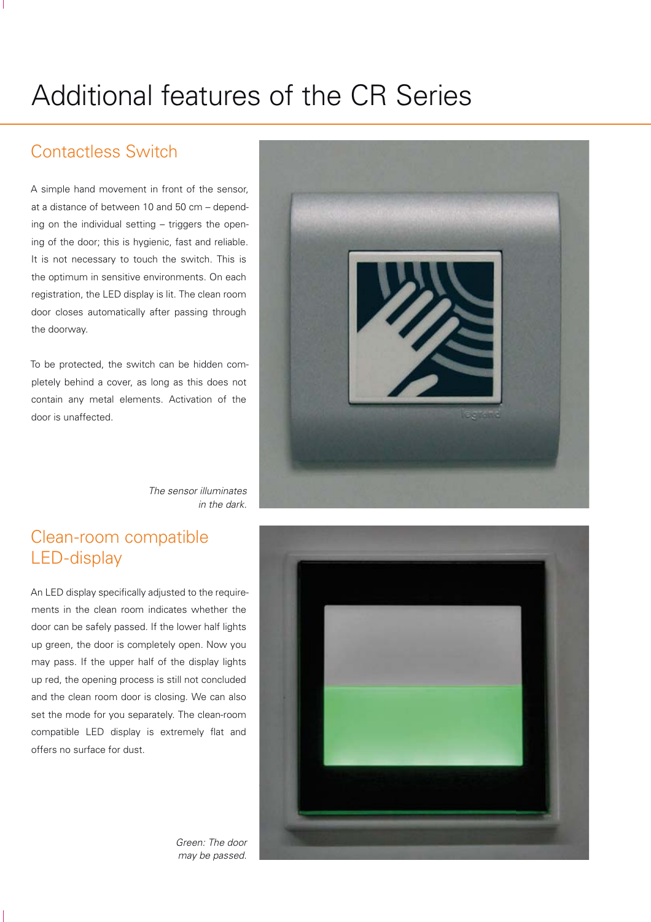# Additional features of the CR Series

## Contactless Switch

A simple hand movement in front of the sensor, at a distance of between 10 and 50 cm – depending on the individual setting – triggers the opening of the door; this is hygienic, fast and reliable. It is not necessary to touch the switch. This is the optimum in sensitive environments. On each registration, the LED display is lit. The clean room door closes automatically after passing through the doorway.

To be protected, the switch can be hidden completely behind a cover, as long as this does not contain any metal elements. Activation of the door is unaffected.

*The sensor illuminates in the dark.*

## Clean-room compatible LED-display

An LED display specifically adjusted to the requirements in the clean room indicates whether the door can be safely passed. If the lower half lights up green, the door is completely open. Now you may pass. If the upper half of the display lights up red, the opening process is still not concluded and the clean room door is closing. We can also set the mode for you separately. The clean-room compatible LED display is extremely flat and offers no surface for dust.

*Green: The door may be passed.*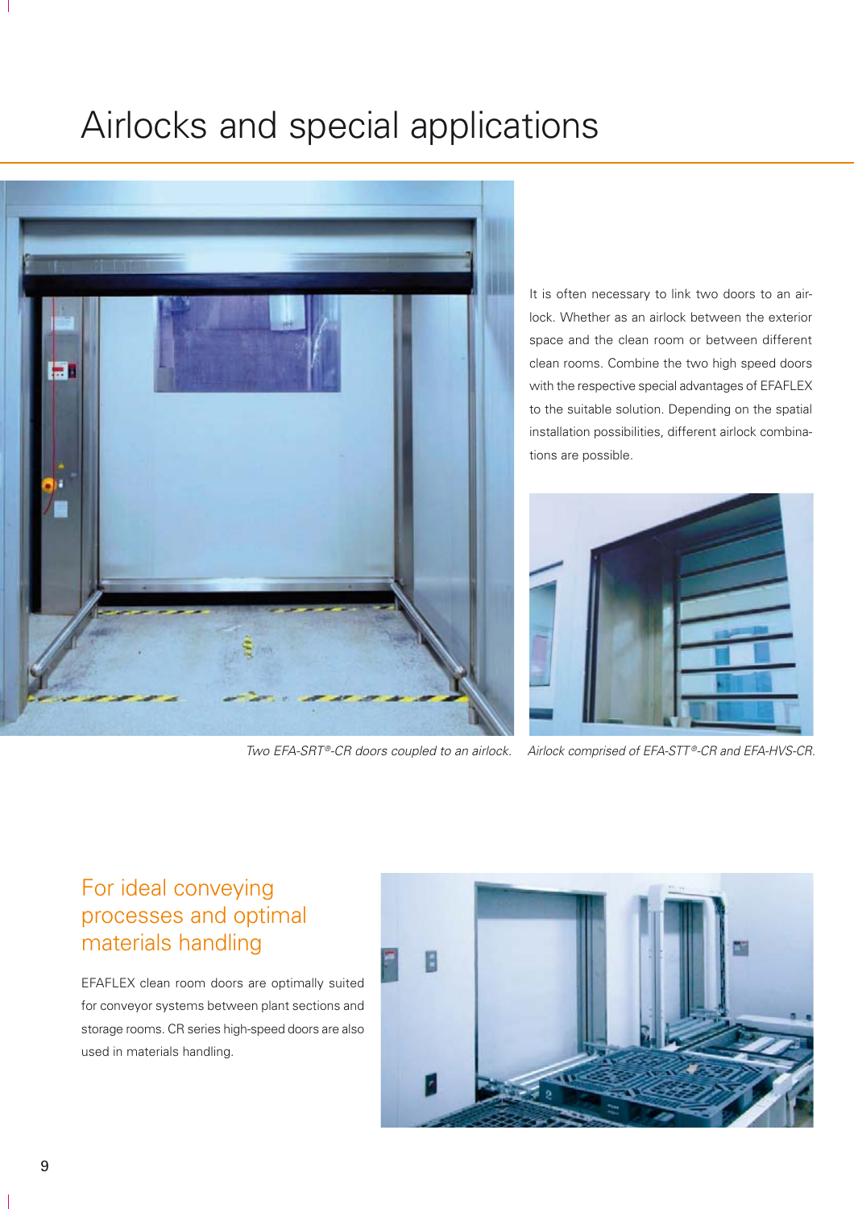# Airlocks and special applications

It is often necessary to link two doors to an airlock. Whether as an airlock between the exterior space and the clean room or between different clean rooms. Combine the two high speed doors with the respective special advantages of EFAFLEX to the suitable solution. Depending on the spatial installation possibilities, different airlock combinations are possible.

*Two EFA-SRT®-CR doors coupled to an airlock.*

*Airlock comprised of EFA-STT®-CR and EFA-HVS-CR.*

## For ideal conveying processes and optimal materials handling

EFAFLEX clean room doors are optimally suited for conveyor systems between plant sections and storage rooms. CR series high-speed doors are also used in materials handling.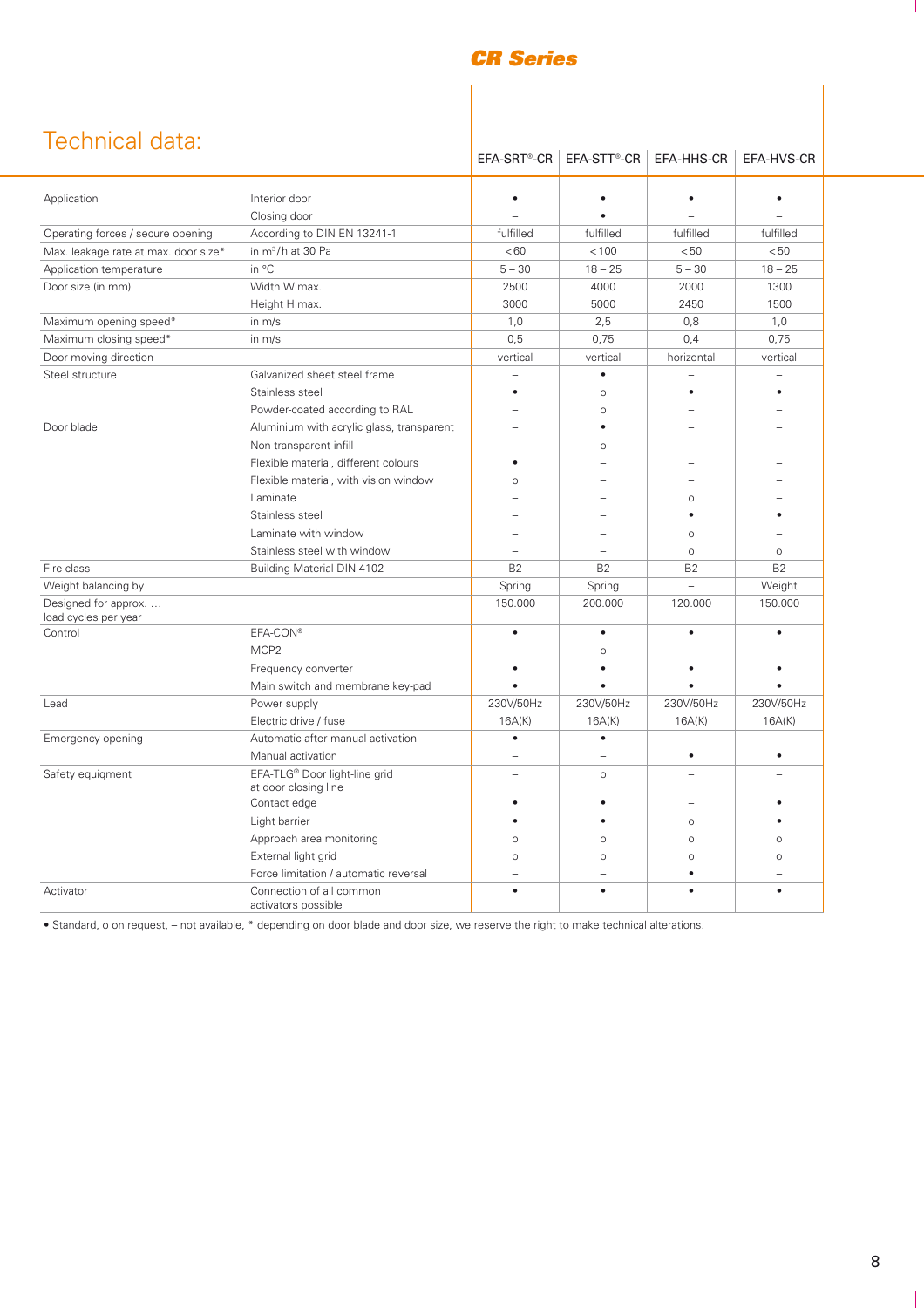# CR Series

## Technical data:

| | | EFA-SRT®-CR | EFA-STT®-CR | EFA-HHS-CR | EFA-HVS-CR |
|---|---|---|---|---|---|
| Application | Interior door | • | • | • | • |
| | Closing door | – | • | – | – |
| Operating forces / secure opening | According to DIN EN 13241-1 | fulfilled | fulfilled | fulfilled | fulfilled |
| Max. leakage rate at max. door size* | in $m^3/h$ at 30 Pa | < 60 | < 100 | < 50 | < 50 |
| Application temperature | in °C | 5 – 30 | 18 – 25 | 5 – 30 | 18 – 25 |
| Door size (in mm) | Width W max. | 2500 | 4000 | 2000 | 1300 |
| | Height H max. | 3000 | 5000 | 2450 | 1500 |
| Maximum opening speed* | in m/s | 1,0 | 2,5 | 0,8 | 1,0 |
| Maximum closing speed* | in m/s | 0,5 | 0,75 | 0,4 | 0,75 |
| Door moving direction | | vertical | vertical | horizontal | vertical |
| Steel structure | Galvanized sheet steel frame | – | • | – | – |
| | Stainless steel | • | o | • | • |
| | Powder-coated according to RAL | – | o | – | – |
| Door blade | Aluminium with acrylic glass, transparent | – | • | – | – |
| | Non transparent infill | – | o | – | – |
| | Flexible material, different colours | • | – | – | – |
| | Flexible material, with vision window | o | – | – | – |
| | Laminate | – | – | o | – |
| | Stainless steel | – | – | • | • |
| | Laminate with window | – | – | o | – |
| | Stainless steel with window | – | – | o | o |
| Fire class | Building Material DIN 4102 | B2 | B2 | B2 | B2 |
| Weight balancing by | | Spring | Spring | – | Weight |
| Designed for approx. … load cycles per year | | 150.000 | 200.000 | 120.000 | 150.000 |
| Control | EFA-CON® | • | • | • | • |
| | MCP2 | – | o | – | – |
| | Frequency converter | • | • | • | • |
| | Main switch and membrane key-pad | • | • | • | • |
| Lead | Power supply | 230V/50Hz | 230V/50Hz | 230V/50Hz | 230V/50Hz |
| | Electric drive / fuse | 16A(K) | 16A(K) | 16A(K) | 16A(K) |
| Emergency opening | Automatic after manual activation | • | • | – | – |
| | Manual activation | – | – | • | • |
| Safety equiqment | EFA-TLG® Door light-line grid at door closing line | – | o | – | – |
| | Contact edge | • | • | – | • |
| | Light barrier | • | • | o | • |
| | Approach area monitoring | o | o | o | o |
| | External light grid | o | o | o | o |
| | Force limitation / automatic reversal | – | – | • | – |
| Activator | Connection of all common activators possible | • | • | • | • |

• Standard, o on request, – not available, * depending on door blade and door size, we reserve the right to make technical alterations.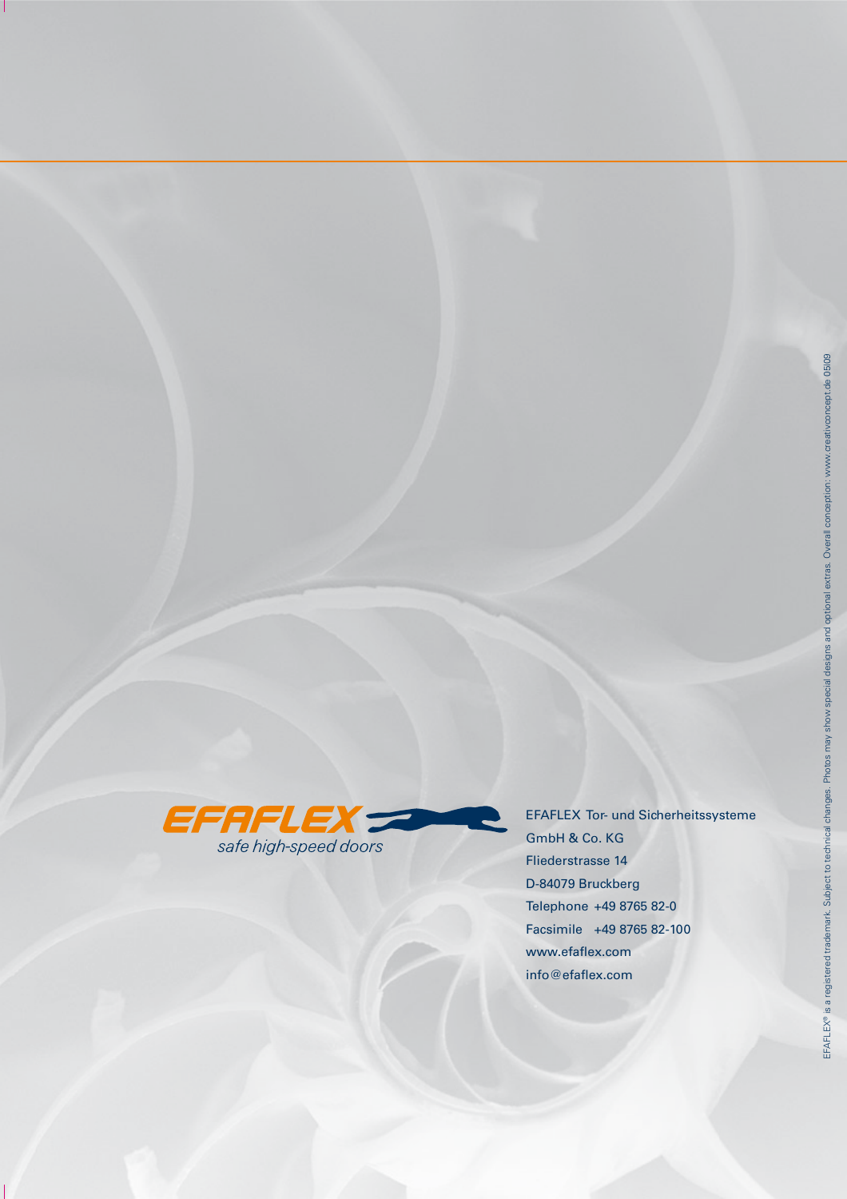EFAFLEX

*safe high-speed doors*

EFAFLEX Tor- und Sicherheitssysteme
GmbH & Co. KG
Fliederstrasse 14
D-84079 Bruckberg
Telephone +49 8765 82-0
Facsimile +49 8765 82-100
www.efaflex.com
info@efaflex.com

EFAFLEX® is a registered trademark. Subject to technical changes. Photos may show special designs and optional extras. Overall conception: www.creativconcept.de 05/09